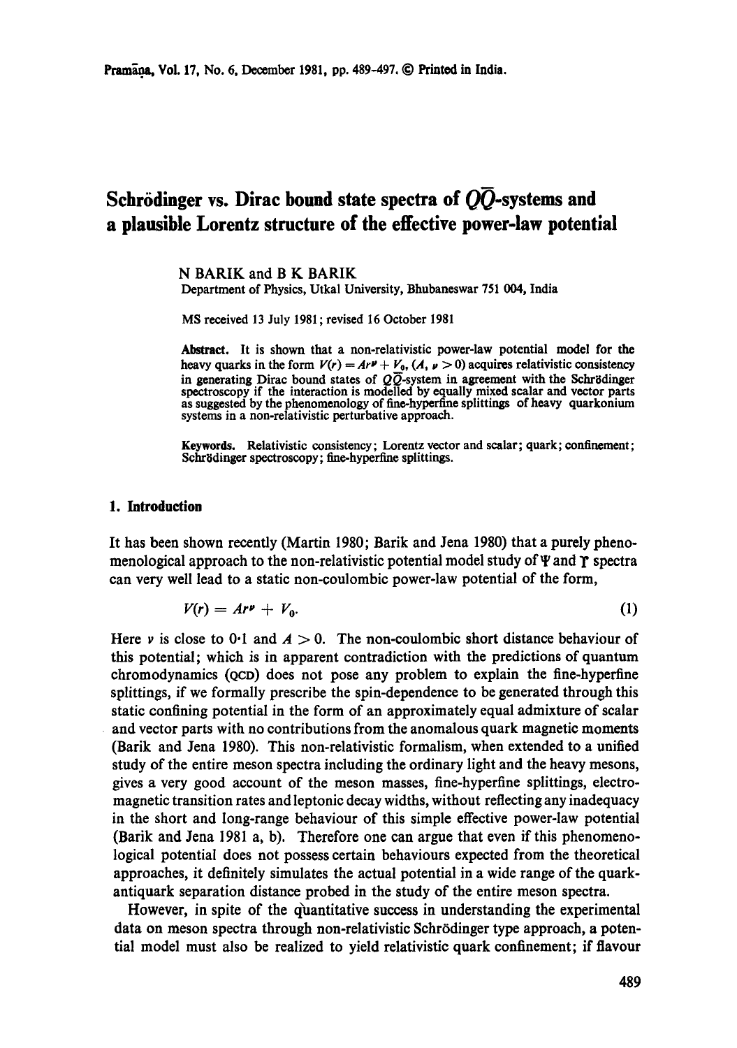# Schrödinger vs. Dirac bound state spectra of $Q\bar{Q}$-systems and a plausible Lorentz structure of the effective power-law potential

N BARIK and B K BARIK

Department of Physics, Utkal University, Bhubaneswar 751 004, India

MS received 13 July 1981; revised 16 October 1981

**Abstract.** It is shown that a non-relativistic power-law potential model for the heavy quarks in the form $V(r) = Ar^{\nu} + V_0$, $(A, \nu > 0)$ acquires relativistic consistency in generating Dirac bound states of $Q\bar{Q}$-system in agreement with the Schrödinger spectroscopy if the interaction is modelled by equally mixed scalar and vector parts as suggested by the phenomenology of fine-hyperfine splittings of heavy quarkonium systems in a non-relativistic perturbative approach.

**Keywords.** Relativistic consistency; Lorentz vector and scalar; quark; confinement; Schrödinger spectroscopy; fine-hyperfine splittings.

## 1. Introduction

It has been shown recently (Martin 1980; Barik and Jena 1980) that a purely phenomenological approach to the non-relativistic potential model study of $\Psi$ and $\Upsilon$ spectra can very well lead to a static non-coulombic power-law potential of the form,

$$V(r) = Ar^{\nu} + V_0. \tag{1}$$

Here $\nu$ is close to 0·1 and $A > 0$. The non-coulombic short distance behaviour of this potential; which is in apparent contradiction with the predictions of quantum chromodynamics (QCD) does not pose any problem to explain the fine-hyperfine splittings, if we formally prescribe the spin-dependence to be generated through this static confining potential in the form of an approximately equal admixture of scalar and vector parts with no contributions from the anomalous quark magnetic moments (Barik and Jena 1980). This non-relativistic formalism, when extended to a unified study of the entire meson spectra including the ordinary light and the heavy mesons, gives a very good account of the meson masses, fine-hyperfine splittings, electromagnetic transition rates and leptonic decay widths, without reflecting any inadequacy in the short and long-range behaviour of this simple effective power-law potential (Barik and Jena 1981 a, b). Therefore one can argue that even if this phenomenological potential does not possess certain behaviours expected from the theoretical approaches, it definitely simulates the actual potential in a wide range of the quark-antiquark separation distance probed in the study of the entire meson spectra.

However, in spite of the quantitative success in understanding the experimental data on meson spectra through non-relativistic Schrödinger type approach, a potential model must also be realized to yield relativistic quark confinement; if flavour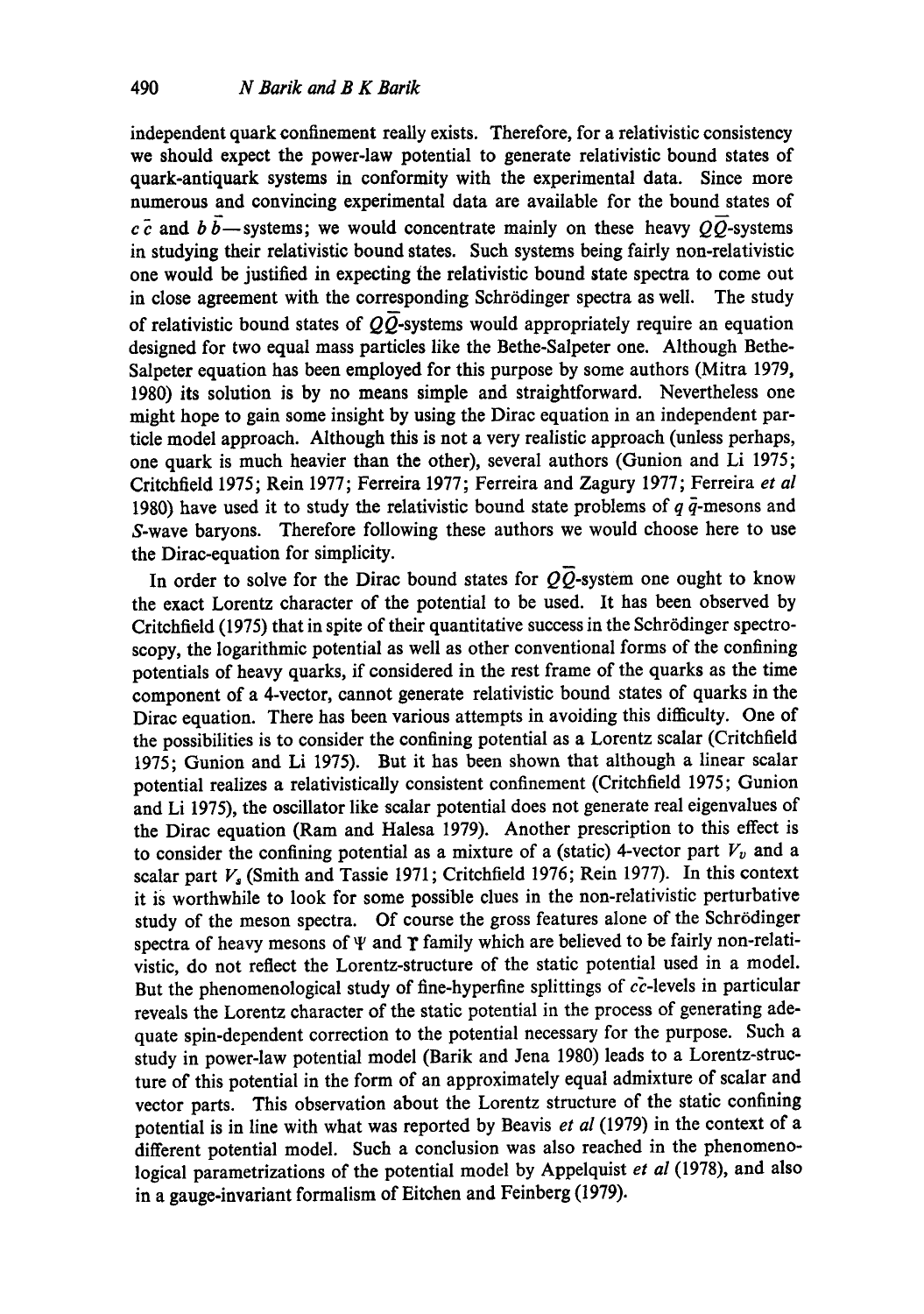independent quark confinement really exists. Therefore, for a relativistic consistency we should expect the power-law potential to generate relativistic bound states of quark-antiquark systems in conformity with the experimental data. Since more numerous and convincing experimental data are available for the bound states of $c\bar{c}$ and $b\bar{b}$—systems; we would concentrate mainly on these heavy $Q\bar{Q}$-systems in studying their relativistic bound states. Such systems being fairly non-relativistic one would be justified in expecting the relativistic bound state spectra to come out in close agreement with the corresponding Schrödinger spectra as well. The study of relativistic bound states of $Q\bar{Q}$-systems would appropriately require an equation designed for two equal mass particles like the Bethe-Salpeter one. Although Bethe-Salpeter equation has been employed for this purpose by some authors (Mitra 1979, 1980) its solution is by no means simple and straightforward. Nevertheless one might hope to gain some insight by using the Dirac equation in an independent particle model approach. Although this is not a very realistic approach (unless perhaps, one quark is much heavier than the other), several authors (Gunion and Li 1975; Critchfield 1975; Rein 1977; Ferreira 1977; Ferreira and Zagury 1977; Ferreira *et al* 1980) have used it to study the relativistic bound state problems of $q\bar{q}$-mesons and $S$-wave baryons. Therefore following these authors we would choose here to use the Dirac-equation for simplicity.

In order to solve for the Dirac bound states for $Q\bar{Q}$-system one ought to know the exact Lorentz character of the potential to be used. It has been observed by Critchfield (1975) that in spite of their quantitative success in the Schrödinger spectroscopy, the logarithmic potential as well as other conventional forms of the confining potentials of heavy quarks, if considered in the rest frame of the quarks as the time component of a 4-vector, cannot generate relativistic bound states of quarks in the Dirac equation. There has been various attempts in avoiding this difficulty. One of the possibilities is to consider the confining potential as a Lorentz scalar (Critchfield 1975; Gunion and Li 1975). But it has been shown that although a linear scalar potential realizes a relativistically consistent confinement (Critchfield 1975; Gunion and Li 1975), the oscillator like scalar potential does not generate real eigenvalues of the Dirac equation (Ram and Halesa 1979). Another prescription to this effect is to consider the confining potential as a mixture of a (static) 4-vector part $V_v$ and a scalar part $V_s$ (Smith and Tassie 1971; Critchfield 1976; Rein 1977). In this context it is worthwhile to look for some possible clues in the non-relativistic perturbative study of the meson spectra. Of course the gross features alone of the Schrödinger spectra of heavy mesons of $\Psi$ and $\Upsilon$ family which are believed to be fairly non-relativistic, do not reflect the Lorentz-structure of the static potential used in a model. But the phenomenological study of fine-hyperfine splittings of $c\bar{c}$-levels in particular reveals the Lorentz character of the static potential in the process of generating adequate spin-dependent correction to the potential necessary for the purpose. Such a study in power-law potential model (Barik and Jena 1980) leads to a Lorentz-structure of this potential in the form of an approximately equal admixture of scalar and vector parts. This observation about the Lorentz structure of the static confining potential is in line with what was reported by Beavis *et al* (1979) in the context of a different potential model. Such a conclusion was also reached in the phenomenological parametrizations of the potential model by Appelquist *et al* (1978), and also in a gauge-invariant formalism of Eitchen and Feinberg (1979).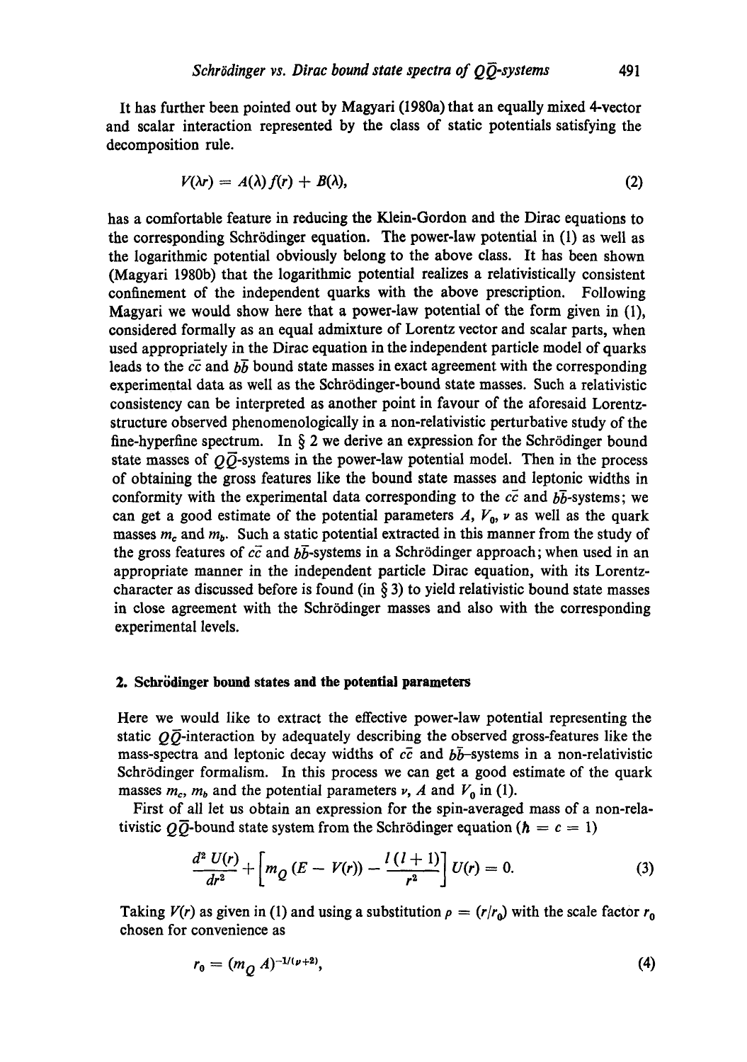It has further been pointed out by Magyari (1980a) that an equally mixed 4-vector and scalar interaction represented by the class of static potentials satisfying the decomposition rule.

$$V(\lambda r) = A(\lambda) f(r) + B(\lambda), \tag{2}$$

has a comfortable feature in reducing the Klein-Gordon and the Dirac equations to the corresponding Schrödinger equation. The power-law potential in (1) as well as the logarithmic potential obviously belong to the above class. It has been shown (Magyari 1980b) that the logarithmic potential realizes a relativistically consistent confinement of the independent quarks with the above prescription. Following Magyari we would show here that a power-law potential of the form given in (1), considered formally as an equal admixture of Lorentz vector and scalar parts, when used appropriately in the Dirac equation in the independent particle model of quarks leads to the $c\bar{c}$ and $b\bar{b}$ bound state masses in exact agreement with the corresponding experimental data as well as the Schrödinger-bound state masses. Such a relativistic consistency can be interpreted as another point in favour of the aforesaid Lorentz-structure observed phenomenologically in a non-relativistic perturbative study of the fine-hyperfine spectrum. In § 2 we derive an expression for the Schrödinger bound state masses of $Q\bar{Q}$-systems in the power-law potential model. Then in the process of obtaining the gross features like the bound state masses and leptonic widths in conformity with the experimental data corresponding to the $c\bar{c}$ and $b\bar{b}$-systems; we can get a good estimate of the potential parameters $A$, $V_0$, $\nu$ as well as the quark masses $m_c$ and $m_b$. Such a static potential extracted in this manner from the study of the gross features of $c\bar{c}$ and $b\bar{b}$-systems in a Schrödinger approach; when used in an appropriate manner in the independent particle Dirac equation, with its Lorentz-character as discussed before is found (in § 3) to yield relativistic bound state masses in close agreement with the Schrödinger masses and also with the corresponding experimental levels.

## 2. Schrödinger bound states and the potential parameters

Here we would like to extract the effective power-law potential representing the static $Q\bar{Q}$-interaction by adequately describing the observed gross-features like the mass-spectra and leptonic decay widths of $c\bar{c}$ and $b\bar{b}$-systems in a non-relativistic Schrödinger formalism. In this process we can get a good estimate of the quark masses $m_c$, $m_b$ and the potential parameters $\nu$, $A$ and $V_0$ in (1).

First of all let us obtain an expression for the spin-averaged mass of a non-relativistic $Q\bar{Q}$-bound state system from the Schrödinger equation ($\hbar = c = 1$)

$$\frac{d^2 U(r)}{dr^2} + \left[ m_Q (E - V(r)) - \frac{l(l+1)}{r^2} \right] U(r) = 0. \tag{3}$$

Taking $V(r)$ as given in (1) and using a substitution $\rho = (r/r_0)$ with the scale factor $r_0$ chosen for convenience as

$$r_0 = (m_Q A)^{-1/(\nu+2)}, \tag{4}$$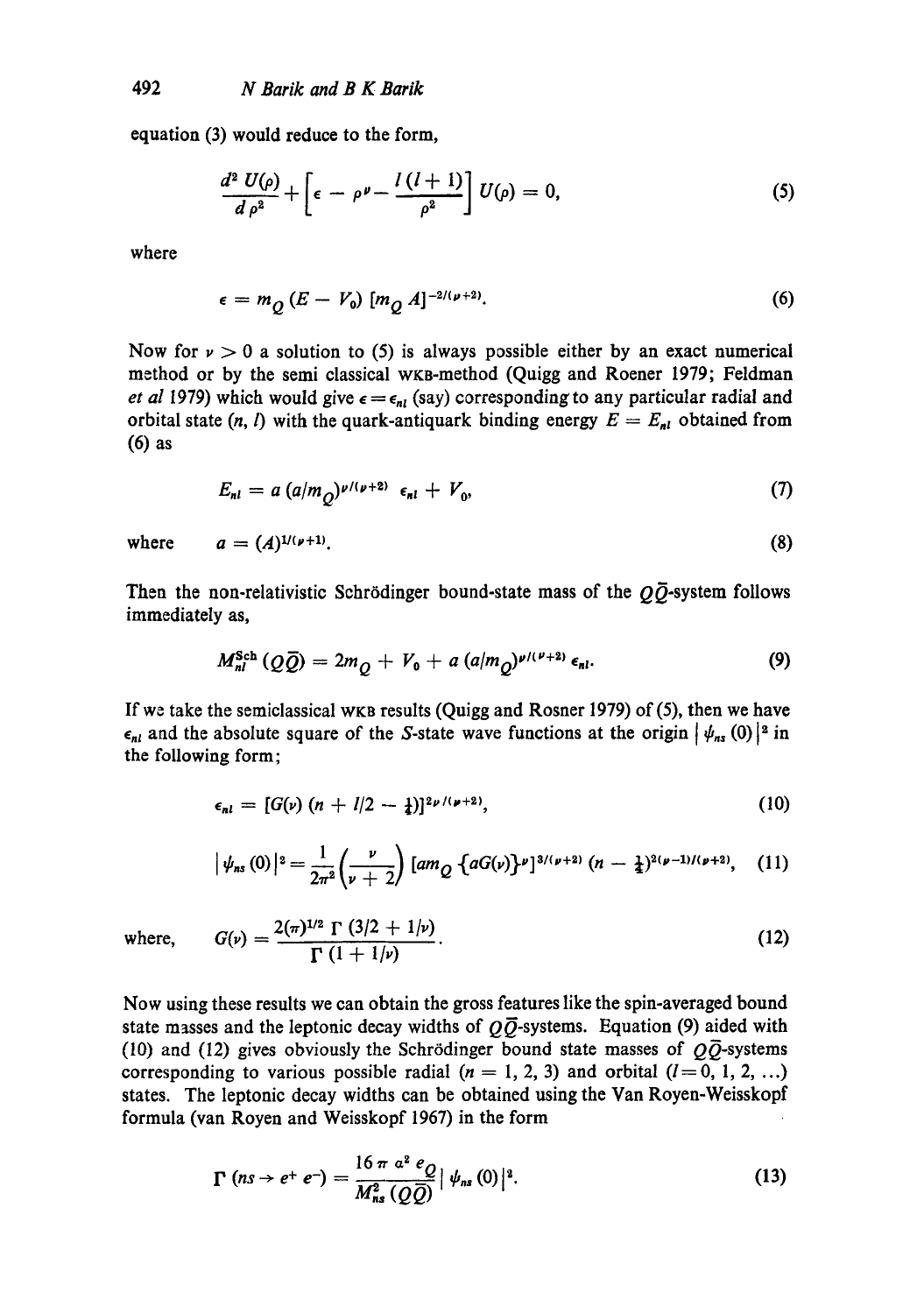equation (3) would reduce to the form,

$$\frac{d^2 U(\rho)}{d \rho^2} + \left[ \epsilon - \rho^{\nu} - \frac{l(l+1)}{\rho^2} \right] U(\rho) = 0, \tag{5}$$

where

$$\epsilon = m_Q (E - V_0) [m_Q A]^{-2/(\nu+2)}. \tag{6}$$

Now for $\nu > 0$ a solution to (5) is always possible either by an exact numerical method or by the semi classical WKB-method (Quigg and Roener 1979; Feldman *et al* 1979) which would give $\epsilon = \epsilon_{nl}$ (say) corresponding to any particular radial and orbital state $(n, l)$ with the quark-antiquark binding energy $E = E_{nl}$ obtained from (6) as

$$E_{nl} = a (a/m_Q)^{\nu/(\nu+2)} \epsilon_{nl} + V_0, \tag{7}$$

where $\quad a = (A)^{1/(\nu+1)}. \tag{8}$

Then the non-relativistic Schrödinger bound-state mass of the $Q\bar{Q}$-system follows immediately as,

$$M_{nl}^{\text{Sch}} (Q\bar{Q}) = 2m_Q + V_0 + a (a/m_Q)^{\nu/(\nu+2)} \epsilon_{nl}. \tag{9}$$

If we take the semiclassical WKB results (Quigg and Rosner 1979) of (5), then we have $\epsilon_{nl}$ and the absolute square of the $S$-state wave functions at the origin $|\psi_{ns}(0)|^2$ in the following form;

$$\epsilon_{nl} = [G(\nu) (n + l/2 - \tfrac{1}{4})]^{2\nu/(\nu+2)}, \tag{10}$$

$$|\psi_{ns}(0)|^2 = \frac{1}{2\pi^2} \left( \frac{\nu}{\nu + 2} \right) [a m_Q \{a G(\nu)\}^{\nu}]^{3/(\nu+2)} (n - \tfrac{1}{4})^{2(\nu-1)/(\nu+2)}, \tag{11}$$

where, $$G(\nu) = \frac{2(\pi)^{1/2} \Gamma(3/2 + 1/\nu)}{\Gamma(1 + 1/\nu)}. \tag{12}$$

Now using these results we can obtain the gross features like the spin-averaged bound state masses and the leptonic decay widths of $Q\bar{Q}$-systems. Equation (9) aided with (10) and (12) gives obviously the Schrödinger bound state masses of $Q\bar{Q}$-systems corresponding to various possible radial ($n = 1, 2, 3$) and orbital ($l = 0, 1, 2, \ldots$) states. The leptonic decay widths can be obtained using the Van Royen-Weisskopf formula (van Royen and Weisskopf 1967) in the form

$$\Gamma(ns \to e^+ e^-) = \frac{16 \pi \alpha^2 e_Q}{M_{ns}^2 (Q\bar{Q})} |\psi_{ns}(0)|^2. \tag{13}$$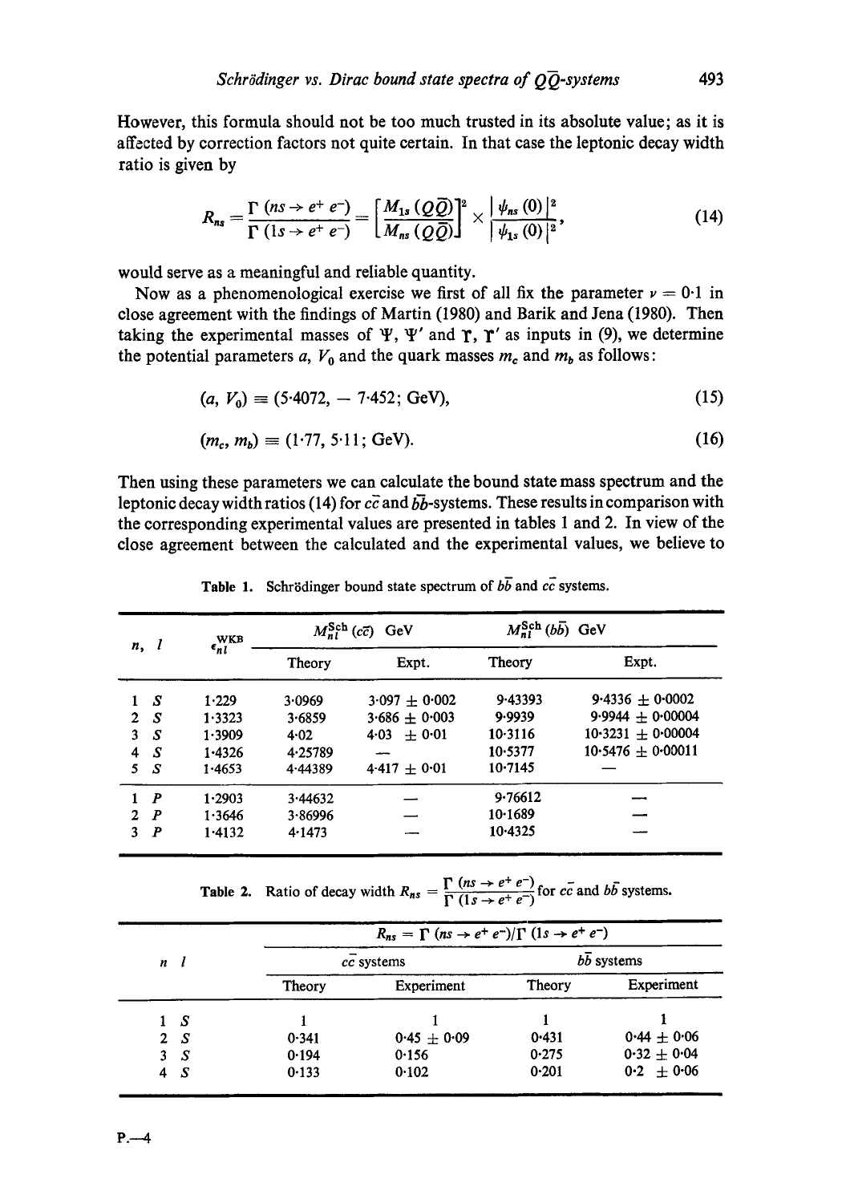However, this formula should not be too much trusted in its absolute value; as it is affected by correction factors not quite certain. In that case the leptonic decay width ratio is given by

$$R_{ns} = \frac{\Gamma\,(ns \to e^+ e^-)}{\Gamma\,(1s \to e^+ e^-)} = \left[\frac{M_{1s}\,(Q\bar{Q})}{M_{ns}\,(Q\bar{Q})}\right]^2 \times \frac{|\psi_{ns}\,(0)|^2}{|\psi_{1s}\,(0)|^2}, \tag{14}$$

would serve as a meaningful and reliable quantity.

Now as a phenomenological exercise we first of all fix the parameter $\nu = 0{\cdot}1$ in close agreement with the findings of Martin (1980) and Barik and Jena (1980). Then taking the experimental masses of $\Psi$, $\Psi'$ and $\Upsilon$, $\Upsilon'$ as inputs in (9), we determine the potential parameters $a$, $V_0$ and the quark masses $m_c$ and $m_b$ as follows:

$$(a,\, V_0) \equiv (5{\cdot}4072,\, -\, 7{\cdot}452;\ \text{GeV}), \tag{15}$$

$$(m_c,\, m_b) \equiv (1{\cdot}77,\, 5{\cdot}11;\ \text{GeV}). \tag{16}$$

Then using these parameters we can calculate the bound state mass spectrum and the leptonic decay width ratios (14) for $c\bar{c}$ and $b\bar{b}$-systems. These results in comparison with the corresponding experimental values are presented in tables 1 and 2. In view of the close agreement between the calculated and the experimental values, we believe to

**Table 1.** Schrödinger bound state spectrum of $b\bar{b}$ and $c\bar{c}$ systems.

| $n,\ l$ | $\epsilon_{nl}^{\text{WKB}}$ | $M_{nl}^{\text{Sch}}\,(c\bar{c})$ GeV | | $M_{nl}^{\text{Sch}}\,(b\bar{b})$ GeV | |
|---|---|---|---|---|---|
| | | Theory | Expt. | Theory | Expt. |
| 1 S | 1·229 | 3·0969 | 3·097 ± 0·002 | 9·43393 | 9·4336 ± 0·0002 |
| 2 S | 1·3323 | 3·6859 | 3·686 ± 0·003 | 9·9939 | 9·9944 ± 0·00004 |
| 3 S | 1·3909 | 4·02 | 4·03 ± 0·01 | 10·3116 | 10·3231 ± 0·00004 |
| 4 S | 1·4326 | 4·25789 | — | 10·5377 | 10·5476 ± 0·00011 |
| 5 S | 1·4653 | 4·44389 | 4·417 ± 0·01 | 10·7145 | — |
| 1 P | 1·2903 | 3·44632 | — | 9·76612 | — |
| 2 P | 1·3646 | 3·86996 | — | 10·1689 | — |
| 3 P | 1·4132 | 4·1473 | — | 10·4325 | — |

**Table 2.** Ratio of decay width $R_{ns} = \dfrac{\Gamma\,(ns \to e^+ e^-)}{\Gamma\,(1s \to e^+ e^-)}$ for $c\bar{c}$ and $b\bar{b}$ systems.

| $n\ \ l$ | $R_{ns} = \Gamma\,(ns \to e^+ e^-)/\Gamma\,(1s \to e^+ e^-)$ | | | |
|---|---|---|---|---|
| | $c\bar{c}$ systems | | $b\bar{b}$ systems | |
| | Theory | Experiment | Theory | Experiment |
| 1 S | 1 | 1 | 1 | 1 |
| 2 S | 0·341 | 0·45 ± 0·09 | 0·431 | 0·44 ± 0·06 |
| 3 S | 0·194 | 0·156 | 0·275 | 0·32 ± 0·04 |
| 4 S | 0·133 | 0·102 | 0·201 | 0·2 ± 0·06 |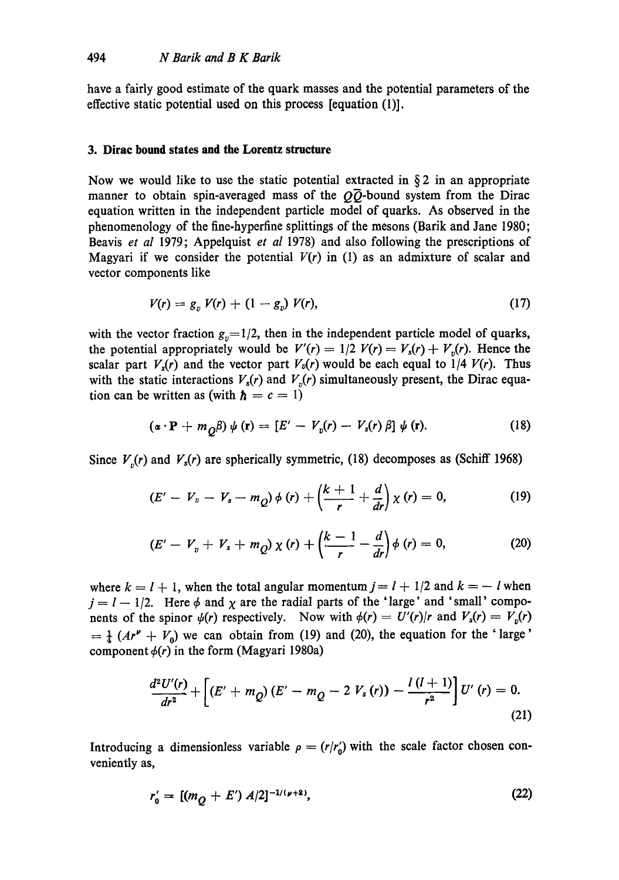have a fairly good estimate of the quark masses and the potential parameters of the effective static potential used on this process [equation (1)].

### 3. Dirac bound states and the Lorentz structure

Now we would like to use the static potential extracted in § 2 in an appropriate manner to obtain spin-averaged mass of the $Q\bar{Q}$-bound system from the Dirac equation written in the independent particle model of quarks. As observed in the phenomenology of the fine-hyperfine splittings of the mesons (Barik and Jane 1980; Beavis *et al* 1979; Appelquist *et al* 1978) and also following the prescriptions of Magyari if we consider the potential $V(r)$ in (1) as an admixture of scalar and vector components like

$$V(r) = g_v \, V(r) + (1 - g_v) \, V(r), \tag{17}$$

with the vector fraction $g_v = 1/2$, then in the independent particle model of quarks, the potential appropriately would be $V'(r) = 1/2 \, V(r) = V_s(r) + V_v(r)$. Hence the scalar part $V_s(r)$ and the vector part $V_v(r)$ would be each equal to $1/4 \, V(r)$. Thus with the static interactions $V_s(r)$ and $V_v(r)$ simultaneously present, the Dirac equation can be written as (with $\hbar = c = 1$)

$$(\boldsymbol{\alpha} \cdot \mathbf{P} + m_Q \beta) \, \psi(\mathbf{r}) = [E' - V_v(r) - V_s(r) \, \beta] \, \psi(\mathbf{r}). \tag{18}$$

Since $V_v(r)$ and $V_s(r)$ are spherically symmetric, (18) decomposes as (Schiff 1968)

$$(E' - V_v - V_s - m_Q) \, \phi(r) + \left( \frac{k+1}{r} + \frac{d}{dr} \right) \chi(r) = 0, \tag{19}$$

$$(E' - V_v + V_s + m_Q) \, \chi(r) + \left( \frac{k-1}{r} - \frac{d}{dr} \right) \phi(r) = 0, \tag{20}$$

where $k = l + 1$, when the total angular momentum $j = l + 1/2$ and $k = -l$ when $j = l - 1/2$. Here $\phi$ and $\chi$ are the radial parts of the 'large' and 'small' components of the spinor $\psi(r)$ respectively. Now with $\phi(r) = U'(r)/r$ and $V_s(r) = V_v(r) = \frac{1}{4} \, (Ar^\nu + V_0)$ we can obtain from (19) and (20), the equation for the 'large' component $\phi(r)$ in the form (Magyari 1980a)

$$\frac{d^2 U'(r)}{dr^2} + \left[ (E' + m_Q)(E' - m_Q - 2 \, V_s(r)) - \frac{l(l+1)}{r^2} \right] U'(r) = 0. \tag{21}$$

Introducing a dimensionless variable $\rho = (r/r_0')$ with the scale factor chosen conveniently as,

$$r_0' = [(m_Q + E') \, A/2]^{-1/(\nu+2)}, \tag{22}$$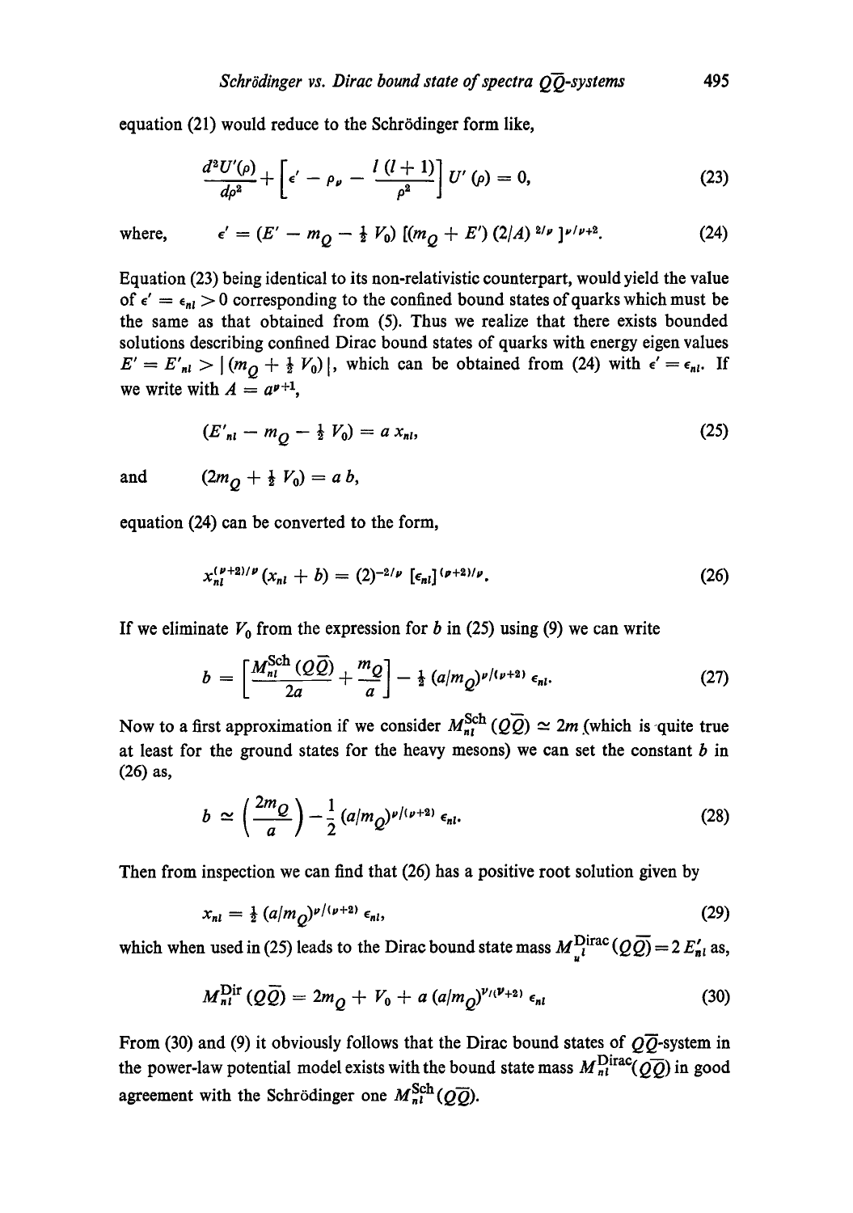equation (21) would reduce to the Schrödinger form like,

$$\frac{d^2U'(\rho)}{d\rho^2} + \left[\epsilon' - \rho_\nu - \frac{l\,(l+1)}{\rho^2}\right] U'(\rho) = 0, \tag{23}$$

where,
$$\epsilon' = (E' - m_Q - \tfrac{1}{2} V_0)\,[(m_Q + E')\,(2/A)^{\,2/\nu}\,]^{\nu/\nu+2}. \tag{24}$$

Equation (23) being identical to its non-relativistic counterpart, would yield the value of $\epsilon' = \epsilon_{nl} > 0$ corresponding to the confined bound states of quarks which must be the same as that obtained from (5). Thus we realize that there exists bounded solutions describing confined Dirac bound states of quarks with energy eigen values $E' = E'_{nl} > |\,(m_Q + \frac{1}{2} V_0)\,|$, which can be obtained from (24) with $\epsilon' = \epsilon_{nl}$. If we write with $A = a^{\nu+1}$,

$$(E'_{nl} - m_Q - \tfrac{1}{2} V_0) = a\, x_{nl}, \tag{25}$$

and
$$(2m_Q + \tfrac{1}{2} V_0) = a\, b,$$

equation (24) can be converted to the form,

$$x_{nl}^{(\nu+2)/\nu}\,(x_{nl} + b) = (2)^{-2/\nu}\,[\epsilon_{nl}]^{(\nu+2)/\nu}. \tag{26}$$

If we eliminate $V_0$ from the expression for $b$ in (25) using (9) we can write

$$b = \left[\frac{M_{nl}^{\rm Sch}\,(Q\overline{Q})}{2a} + \frac{m_Q}{a}\right] - \tfrac{1}{2}\,(a/m_Q)^{\nu/(\nu+2)}\,\epsilon_{nl}. \tag{27}$$

Now to a first approximation if we consider $M_{nl}^{\rm Sch}\,(Q\overline{Q}) \simeq 2m$ (which is quite true at least for the ground states for the heavy mesons) we can set the constant $b$ in (26) as,

$$b \simeq \left(\frac{2m_Q}{a}\right) - \frac{1}{2}\,(a/m_Q)^{\nu/(\nu+2)}\,\epsilon_{nl}. \tag{28}$$

Then from inspection we can find that (26) has a positive root solution given by

$$x_{nl} = \tfrac{1}{2}\,(a/m_Q)^{\nu/(\nu+2)}\,\epsilon_{nl}, \tag{29}$$

which when used in (25) leads to the Dirac bound state mass $M_{u\,l}^{\rm Dirac}(Q\overline{Q}) = 2\,E'_{nl}$ as,

$$M_{nl}^{\rm Dir}\,(Q\overline{Q}) = 2m_Q + V_0 + a\,(a/m_Q)^{\nu/(\nu+2)}\,\epsilon_{nl} \tag{30}$$

From (30) and (9) it obviously follows that the Dirac bound states of $Q\overline{Q}$-system in the power-law potential model exists with the bound state mass $M_{nl}^{\rm Dirac}(Q\overline{Q})$ in good agreement with the Schrödinger one $M_{nl}^{\rm Sch}\,(Q\overline{Q})$.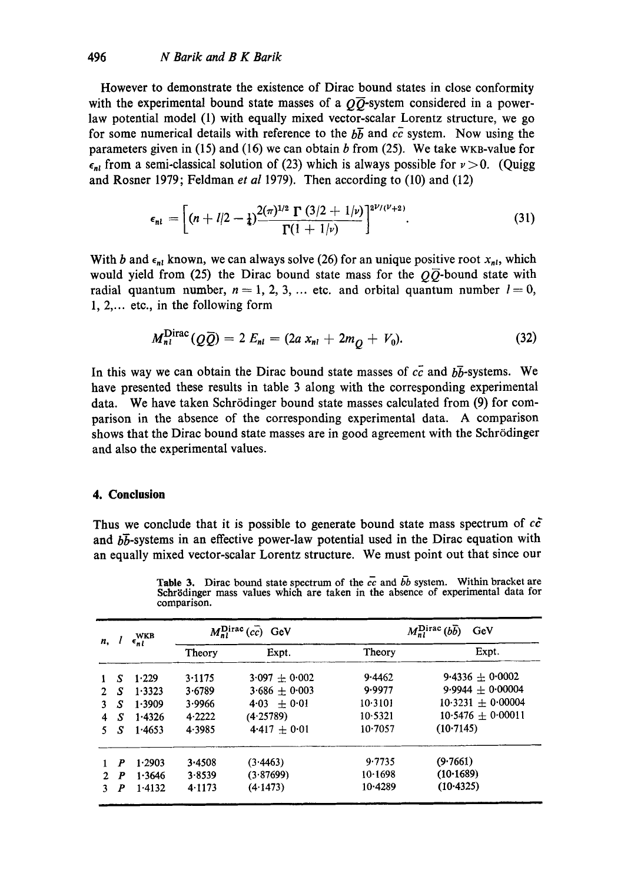However to demonstrate the existence of Dirac bound states in close conformity with the experimental bound state masses of a $Q\bar{Q}$-system considered in a power-law potential model (1) with equally mixed vector-scalar Lorentz structure, we go for some numerical details with reference to the $b\bar{b}$ and $c\bar{c}$ system. Now using the parameters given in (15) and (16) we can obtain $b$ from (25). We take WKB-value for $\epsilon_{nl}$ from a semi-classical solution of (23) which is always possible for $\nu > 0$. (Quigg and Rosner 1979; Feldman *et al* 1979). Then according to (10) and (12)

$$\epsilon_{nl} = \left[ (n + l/2 - \tfrac{1}{4}) \frac{2(\pi)^{1/2}\, \Gamma\,(3/2 + 1/\nu)}{\Gamma(1 + 1/\nu)} \right]^{2\nu/(\nu+2)}. \tag{31}$$

With $b$ and $\epsilon_{nl}$ known, we can always solve (26) for an unique positive root $x_{nl}$, which would yield from (25) the Dirac bound state mass for the $Q\bar{Q}$-bound state with radial quantum number, $n = 1, 2, 3, \ldots$ etc. and orbital quantum number $l = 0, 1, 2, \ldots$ etc., in the following form

$$M_{nl}^{\text{Dirac}}(Q\bar{Q}) = 2\, E_{nl} = (2a\, x_{nl} + 2m_Q + V_0). \tag{32}$$

In this way we can obtain the Dirac bound state masses of $c\bar{c}$ and $b\bar{b}$-systems. We have presented these results in table 3 along with the corresponding experimental data. We have taken Schrödinger bound state masses calculated from (9) for comparison in the absence of the corresponding experimental data. A comparison shows that the Dirac bound state masses are in good agreement with the Schrödinger and also the experimental values.

## 4. Conclusion

Thus we conclude that it is possible to generate bound state mass spectrum of $c\bar{c}$ and $b\bar{b}$-systems in an effective power-law potential used in the Dirac equation with an equally mixed vector-scalar Lorentz structure. We must point out that since our

**Table 3.** Dirac bound state spectrum of the $\bar{c}c$ and $\bar{b}b$ system. Within bracket are Schrödinger mass values which are taken in the absence of experimental data for comparison.

| $n$, $l$ | $\epsilon_{nl}^{\text{WKB}}$ | $M_{nl}^{\text{Dirac}}(c\bar{c})$ GeV | | $M_{nl}^{\text{Dirac}}(b\bar{b})$ GeV | |
|---|---|---|---|---|---|
| | | Theory | Expt. | Theory | Expt. |
| 1 S | 1·229 | 3·1175 | 3·097 ± 0·002 | 9·4462 | 9·4336 ± 0·0002 |
| 2 S | 1·3323 | 3·6789 | 3·686 ± 0·003 | 9·9977 | 9·9944 ± 0·00004 |
| 3 S | 1·3909 | 3·9966 | 4·03 ± 0·01 | 10·3101 | 10·3231 ± 0·00004 |
| 4 S | 1·4326 | 4·2222 | (4·25789) | 10·5321 | 10·5476 ± 0·00011 |
| 5 S | 1·4653 | 4·3985 | 4·417 ± 0·01 | 10·7057 | (10·7145) |
| 1 P | 1·2903 | 3·4508 | (3·4463) | 9·7735 | (9·7661) |
| 2 P | 1·3646 | 3·8539 | (3·87699) | 10·1698 | (10·1689) |
| 3 P | 1·4132 | 4·1173 | (4·1473) | 10·4289 | (10·4325) |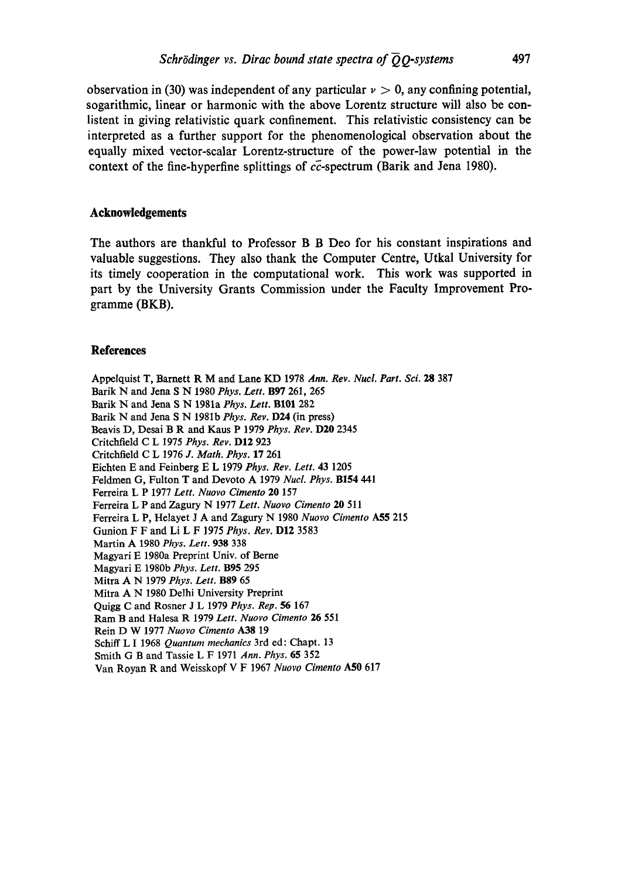observation in (30) was independent of any particular $\nu > 0$, any confining potential, sogarithmic, linear or harmonic with the above Lorentz structure will also be conlistent in giving relativistic quark confinement. This relativistic consistency can be interpreted as a further support for the phenomenological observation about the equally mixed vector-scalar Lorentz-structure of the power-law potential in the context of the fine-hyperfine splittings of $c\bar{c}$-spectrum (Barik and Jena 1980).

## Acknowledgements

The authors are thankful to Professor B B Deo for his constant inspirations and valuable suggestions. They also thank the Computer Centre, Utkal University for its timely cooperation in the computational work. This work was supported in part by the University Grants Commission under the Faculty Improvement Programme (BKB).

## References

Appelquist T, Barnett R M and Lane KD 1978 *Ann. Rev. Nucl. Part. Sci.* **28** 387
Barik N and Jena S N 1980 *Phys. Lett.* **B97** 261, 265
Barik N and Jena S N 1981a *Phys. Lett.* **B101** 282
Barik N and Jena S N 1981b *Phys. Rev.* **D24** (in press)
Beavis D, Desai B R and Kaus P 1979 *Phys. Rev.* **D20** 2345
Critchfield C L 1975 *Phys. Rev.* **D12** 923
Critchfield C L 1976 *J. Math. Phys.* **17** 261
Eichten E and Feinberg E L 1979 *Phys. Rev. Lett.* **43** 1205
Feldmen G, Fulton T and Devoto A 1979 *Nucl. Phys.* **B154** 441
Ferreira L P 1977 *Lett. Nuovo Cimento* **20** 157
Ferreira L P and Zagury N 1977 *Lett. Nuovo Cimento* **20** 511
Ferreira L P, Helayet J A and Zagury N 1980 *Nuovo Cimento* **A55** 215
Gunion F F and Li L F 1975 *Phys. Rev.* **D12** 3583
Martin A 1980 *Phys. Lett.* **938** 338
Magyari E 1980a Preprint Univ. of Berne
Magyari E 1980b *Phys. Lett.* **B95** 295
Mitra A N 1979 *Phys. Lett.* **B89** 65
Mitra A N 1980 Delhi University Preprint
Quigg C and Rosner J L 1979 *Phys. Rep.* **56** 167
Ram B and Halesa R 1979 *Lett. Nuovo Cimento* **26** 551
Rein D W 1977 *Nuovo Cimento* **A38** 19
Schiff L I 1968 *Quantum mechanics* 3rd ed: Chapt. 13
Smith G B and Tassie L F 1971 *Ann. Phys.* **65** 352
Van Royan R and Weisskopf V F 1967 *Nuovo Cimento* **A50** 617